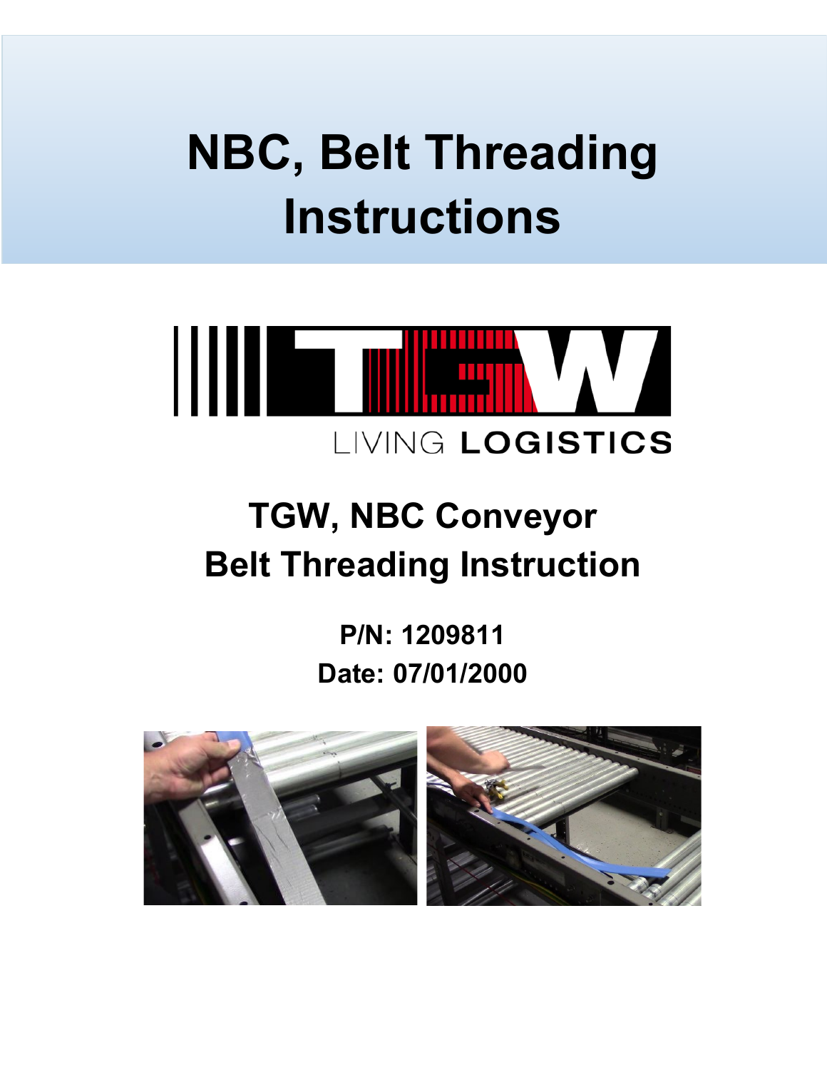# NBC, Belt Threading Instructions

LIVING LOGISTICS

## TGW, NBC Conveyor Belt Threading Instruction

**P/N: 1209811**

**Date: 07/01/2000**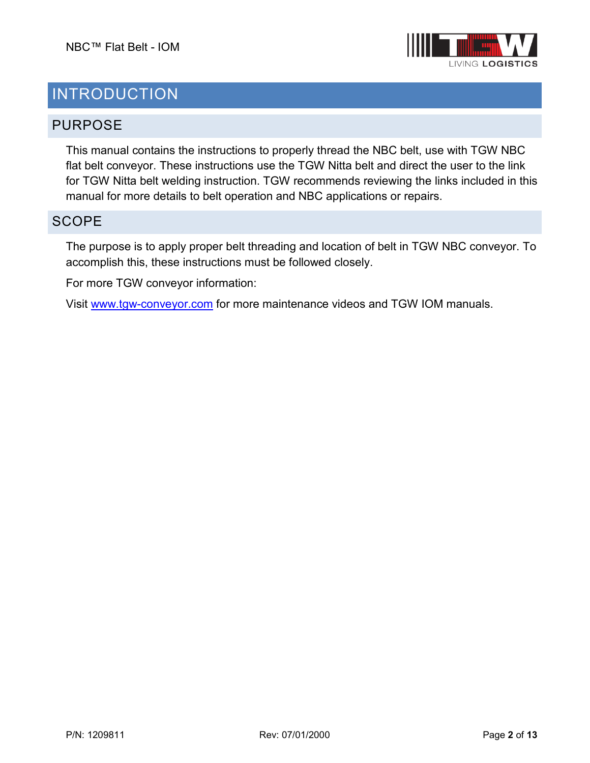# INTRODUCTION

## PURPOSE

This manual contains the instructions to properly thread the NBC belt, use with TGW NBC flat belt conveyor. These instructions use the TGW Nitta belt and direct the user to the link for TGW Nitta belt welding instruction. TGW recommends reviewing the links included in this manual for more details to belt operation and NBC applications or repairs.

## SCOPE

The purpose is to apply proper belt threading and location of belt in TGW NBC conveyor. To accomplish this, these instructions must be followed closely.

For more TGW conveyor information:

Visit [www.tgw-conveyor.com](http://www.tgw-conveyor.com) for more maintenance videos and TGW IOM manuals.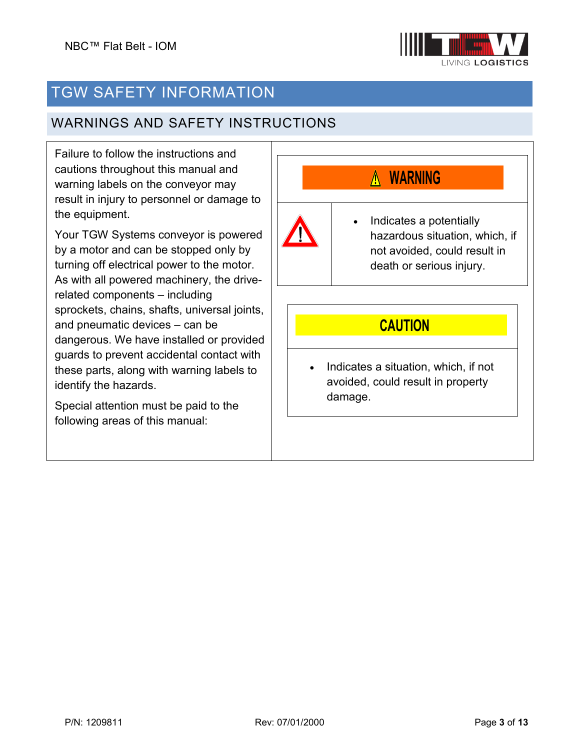# TGW SAFETY INFORMATION

## WARNINGS AND SAFETY INSTRUCTIONS

Failure to follow the instructions and cautions throughout this manual and warning labels on the conveyor may result in injury to personnel or damage to the equipment.

Your TGW Systems conveyor is powered by a motor and can be stopped only by turning off electrical power to the motor. As with all powered machinery, the drive-related components – including sprockets, chains, shafts, universal joints, and pneumatic devices – can be dangerous. We have installed or provided guards to prevent accidental contact with these parts, along with warning labels to identify the hazards.

Special attention must be paid to the following areas of this manual:

**⚠ WARNING**

- Indicates a potentially hazardous situation, which, if not avoided, could result in death or serious injury.

**CAUTION**

- Indicates a situation, which, if not avoided, could result in property damage.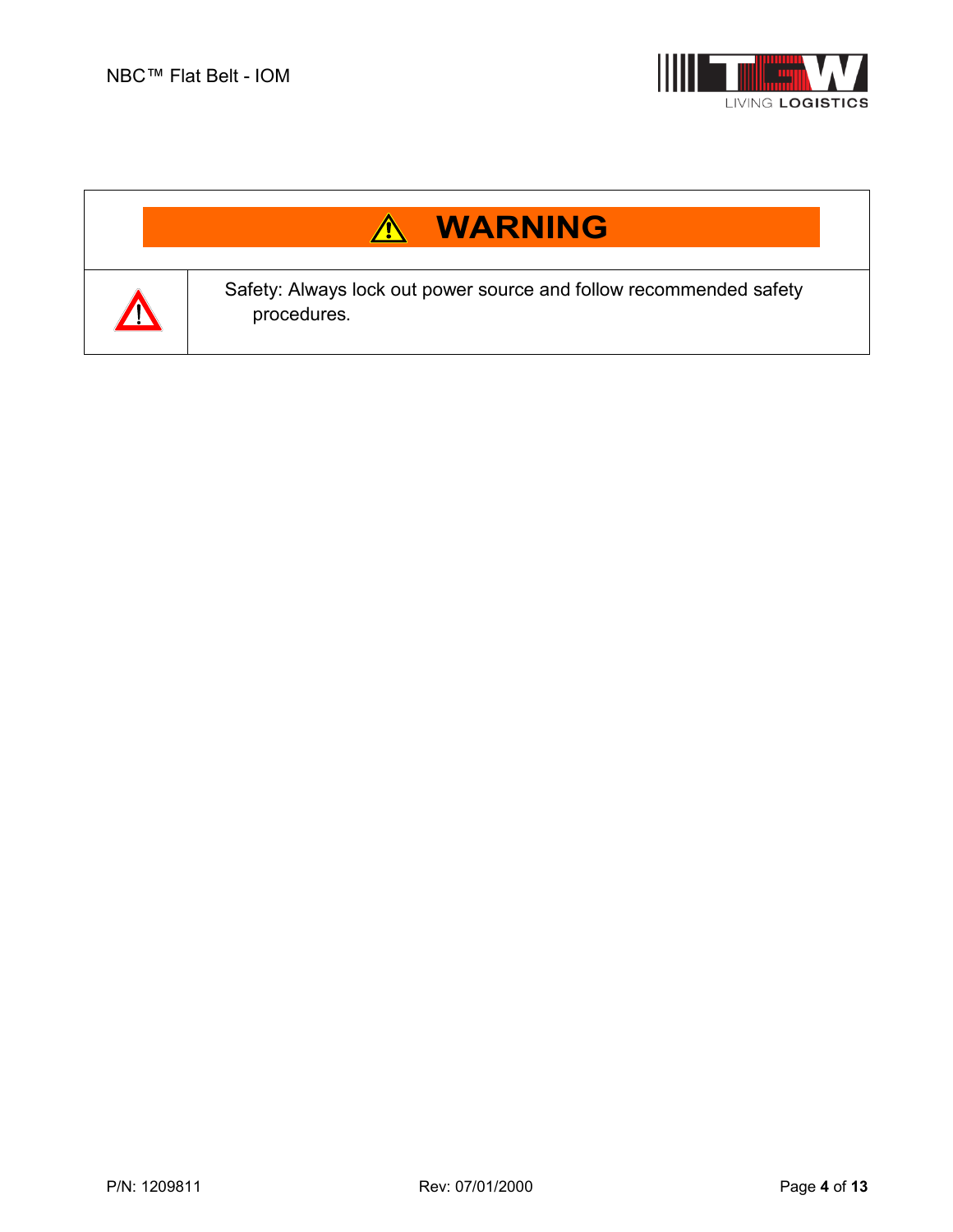| ⚠ WARNING | |
|---|---|
| ⚠ | Safety: Always lock out power source and follow recommended safety procedures. |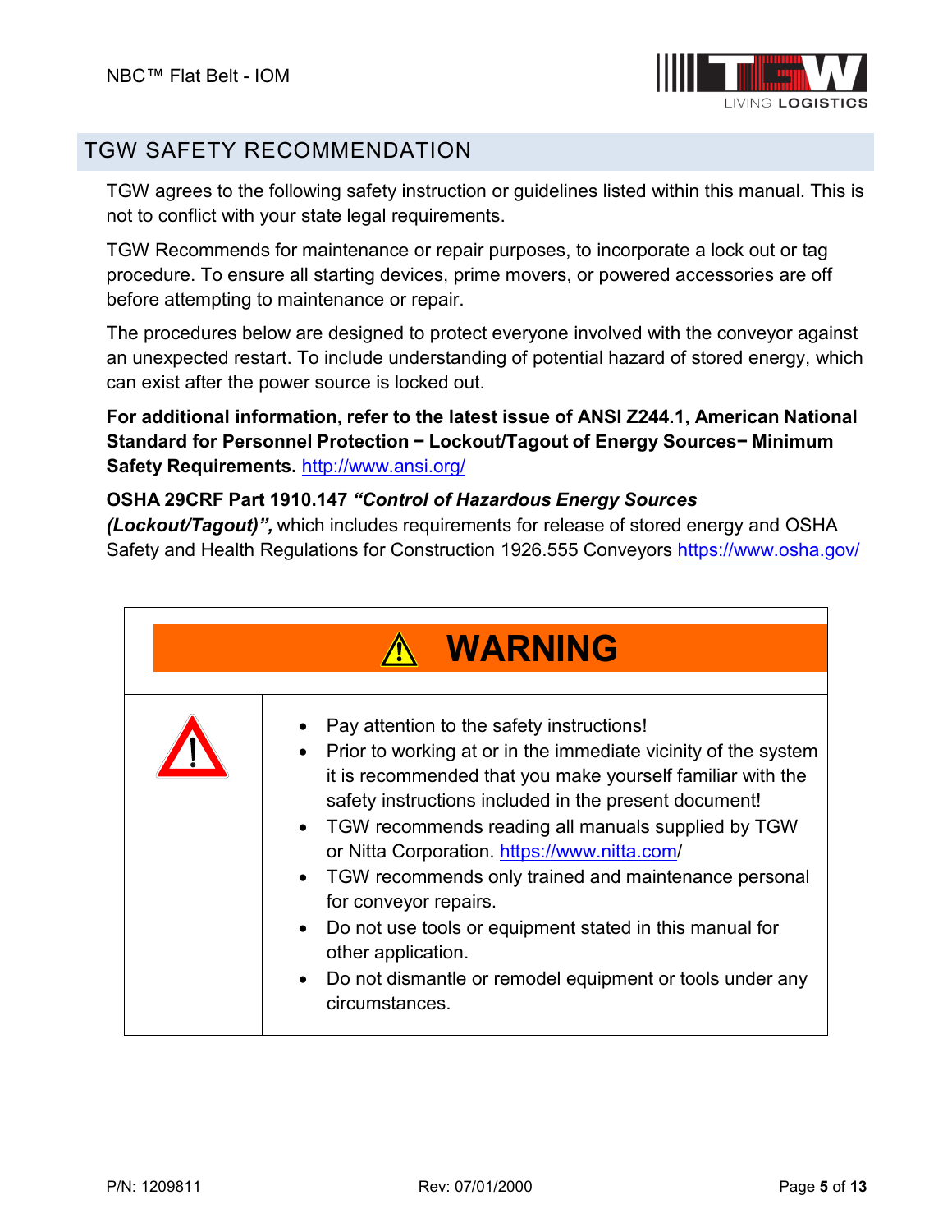## TGW SAFETY RECOMMENDATION

TGW agrees to the following safety instruction or guidelines listed within this manual. This is not to conflict with your state legal requirements.

TGW Recommends for maintenance or repair purposes, to incorporate a lock out or tag procedure. To ensure all starting devices, prime movers, or powered accessories are off before attempting to maintenance or repair.

The procedures below are designed to protect everyone involved with the conveyor against an unexpected restart. To include understanding of potential hazard of stored energy, which can exist after the power source is locked out.

**For additional information, refer to the latest issue of ANSI Z244.1, American National Standard for Personnel Protection − Lockout/Tagout of Energy Sources− Minimum Safety Requirements.** http://www.ansi.org/

**OSHA 29CRF Part 1910.147** ***"Control of Hazardous Energy Sources (Lockout/Tagout)",*** which includes requirements for release of stored energy and OSHA Safety and Health Regulations for Construction 1926.555 Conveyors https://www.osha.gov/

| ⚠ WARNING | |
|---|---|
| ⚠ | • Pay attention to the safety instructions!<br>• Prior to working at or in the immediate vicinity of the system it is recommended that you make yourself familiar with the safety instructions included in the present document!<br>• TGW recommends reading all manuals supplied by TGW or Nitta Corporation. https://www.nitta.com/<br>• TGW recommends only trained and maintenance personal for conveyor repairs.<br>• Do not use tools or equipment stated in this manual for other application.<br>• Do not dismantle or remodel equipment or tools under any circumstances. |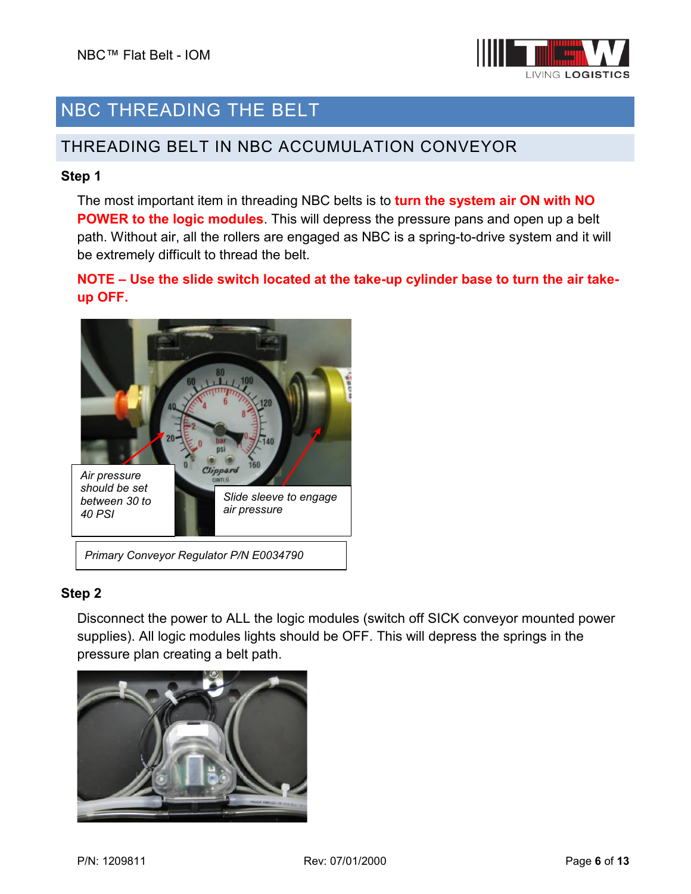// NBC THREADING THE BELT

## THREADING BELT IN NBC ACCUMULATION CONVEYOR

**Step 1**

The most important item in threading NBC belts is to **turn the system air ON with NO POWER to the logic modules**. This will depress the pressure pans and open up a belt path. Without air, all the rollers are engaged as NBC is a spring-to-drive system and it will be extremely difficult to thread the belt.

**NOTE – Use the slide switch located at the take-up cylinder base to turn the air take-up OFF.**

*Air pressure should be set between 30 to 40 PSI*

*Slide sleeve to engage air pressure*

*Primary Conveyor Regulator P/N E0034790*

**Step 2**

Disconnect the power to ALL the logic modules (switch off SICK conveyor mounted power supplies). All logic modules lights should be OFF. This will depress the springs in the pressure plan creating a belt path.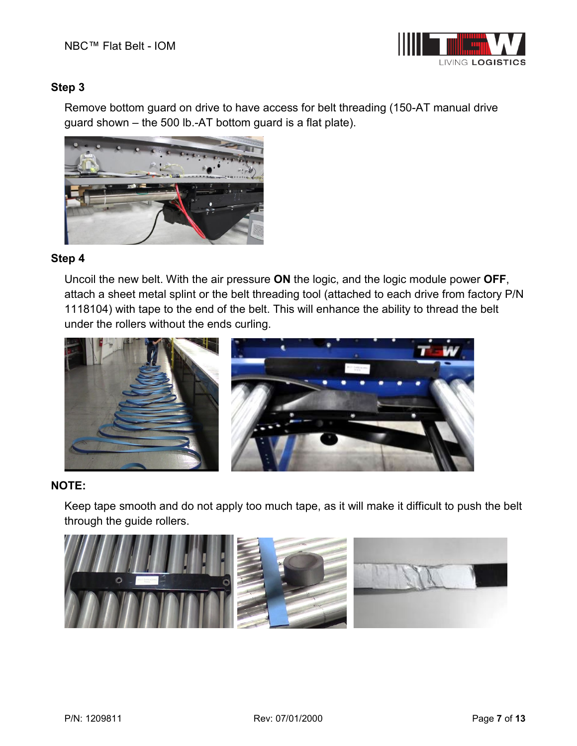### Step 3

Remove bottom guard on drive to have access for belt threading (150-AT manual drive guard shown – the 500 lb.-AT bottom guard is a flat plate).

### Step 4

Uncoil the new belt. With the air pressure **ON** the logic, and the logic module power **OFF**, attach a sheet metal splint or the belt threading tool (attached to each drive from factory P/N 1118104) with tape to the end of the belt. This will enhance the ability to thread the belt under the rollers without the ends curling.

### NOTE:

Keep tape smooth and do not apply too much tape, as it will make it difficult to push the belt through the guide rollers.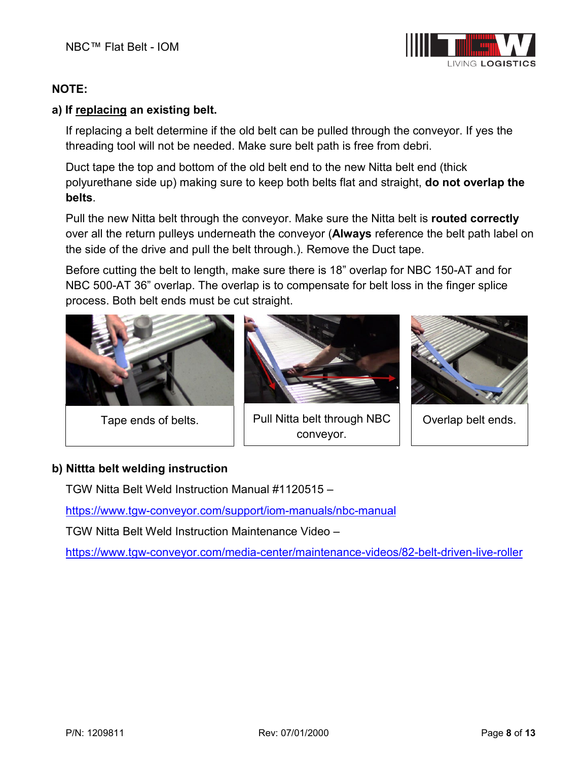**NOTE:**

**a) If replacing an existing belt.**

If replacing a belt determine if the old belt can be pulled through the conveyor. If yes the threading tool will not be needed. Make sure belt path is free from debri.

Duct tape the top and bottom of the old belt end to the new Nitta belt end (thick polyurethane side up) making sure to keep both belts flat and straight, **do not overlap the belts**.

Pull the new Nitta belt through the conveyor. Make sure the Nitta belt is **routed correctly** over all the return pulleys underneath the conveyor (**Always** reference the belt path label on the side of the drive and pull the belt through.). Remove the Duct tape.

Before cutting the belt to length, make sure there is 18" overlap for NBC 150-AT and for NBC 500-AT 36" overlap. The overlap is to compensate for belt loss in the finger splice process. Both belt ends must be cut straight.

| Tape ends of belts. | Pull Nitta belt through NBC conveyor. | Overlap belt ends. |
|---|---|---|

**b) Nittta belt welding instruction**

TGW Nitta Belt Weld Instruction Manual #1120515 –

https://www.tgw-conveyor.com/support/iom-manuals/nbc-manual

TGW Nitta Belt Weld Instruction Maintenance Video –

https://www.tgw-conveyor.com/media-center/maintenance-videos/82-belt-driven-live-roller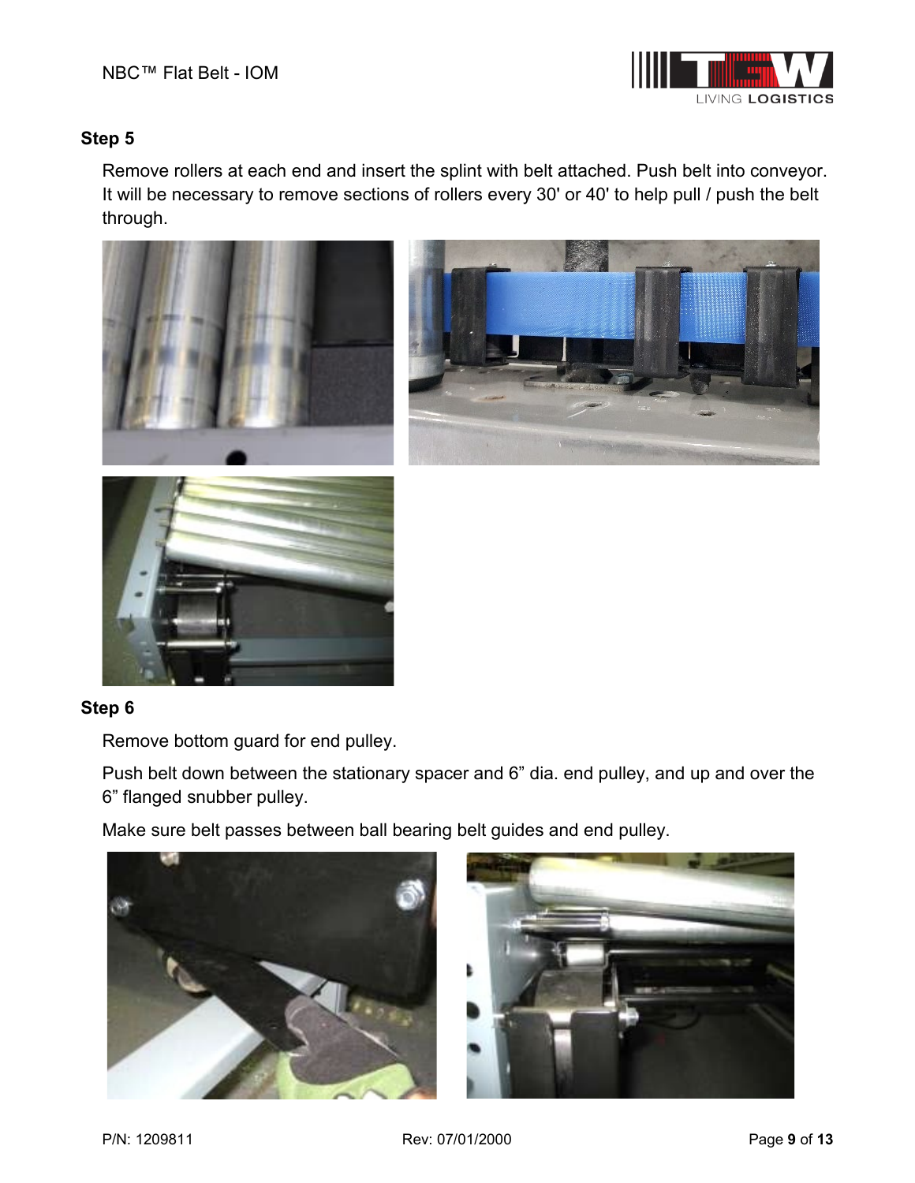### Step 5

Remove rollers at each end and insert the splint with belt attached. Push belt into conveyor. It will be necessary to remove sections of rollers every 30' or 40' to help pull / push the belt through.

### Step 6

Remove bottom guard for end pulley.

Push belt down between the stationary spacer and 6” dia. end pulley, and up and over the 6” flanged snubber pulley.

Make sure belt passes between ball bearing belt guides and end pulley.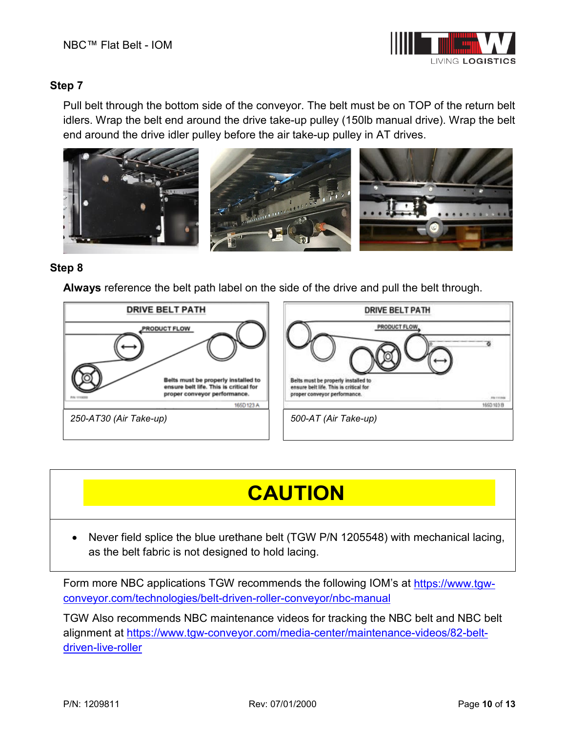### Step 7

Pull belt through the bottom side of the conveyor. The belt must be on TOP of the return belt idlers. Wrap the belt end around the drive take-up pulley (150lb manual drive). Wrap the belt end around the drive idler pulley before the air take-up pulley in AT drives.

### Step 8

**Always** reference the belt path label on the side of the drive and pull the belt through.

| | |
|---|---|
| *250-AT30 (Air Take-up)* | *500-AT (Air Take-up)* |

| CAUTION |
|---|
| • Never field splice the blue urethane belt (TGW P/N 1205548) with mechanical lacing, as the belt fabric is not designed to hold lacing. |

Form more NBC applications TGW recommends the following IOM's at https://www.tgw-conveyor.com/technologies/belt-driven-roller-conveyor/nbc-manual

TGW Also recommends NBC maintenance videos for tracking the NBC belt and NBC belt alignment at https://www.tgw-conveyor.com/media-center/maintenance-videos/82-belt-driven-live-roller

P/N: 1209811 Rev: 07/01/2000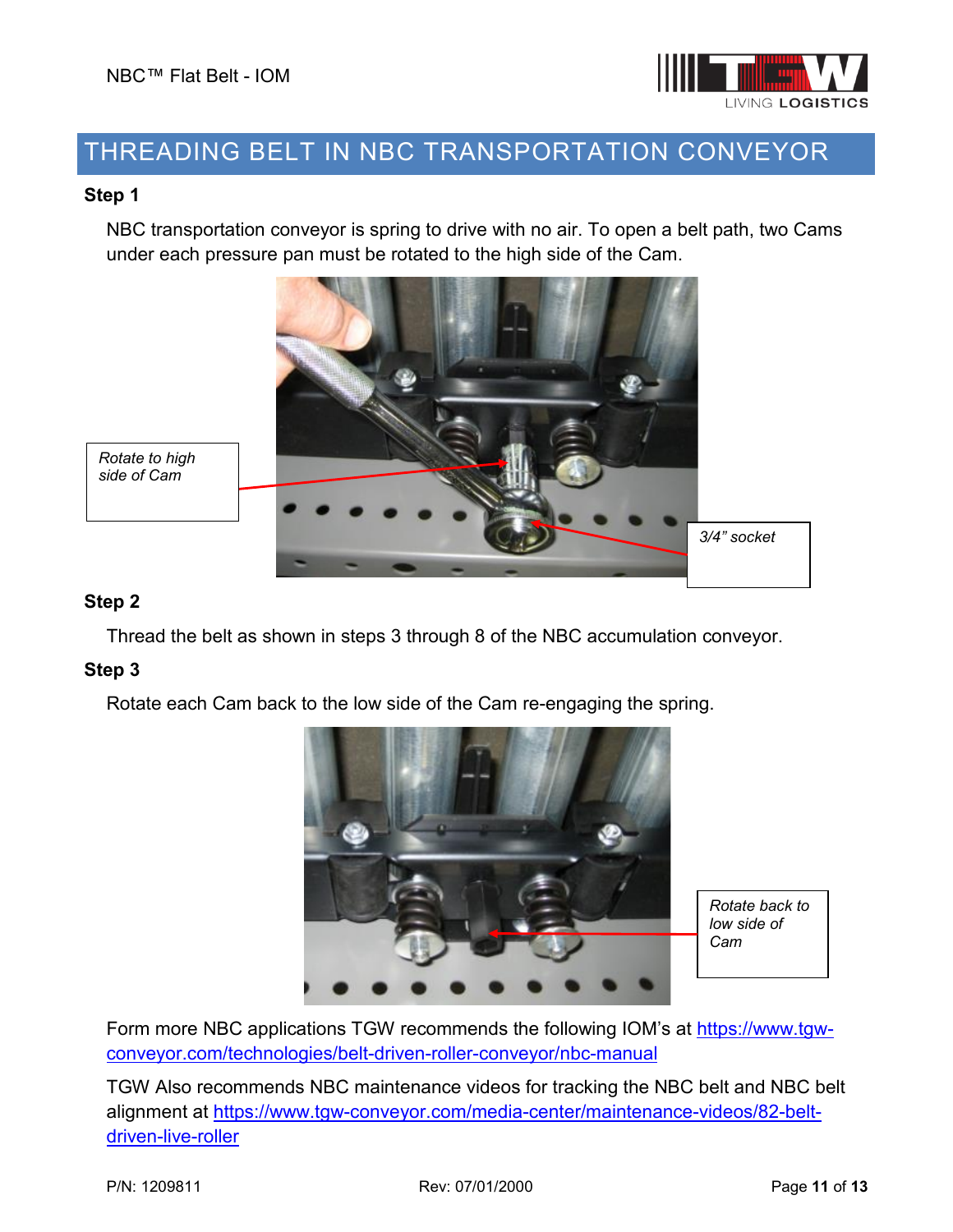# THREADING BELT IN NBC TRANSPORTATION CONVEYOR

**Step 1**

NBC transportation conveyor is spring to drive with no air. To open a belt path, two Cams under each pressure pan must be rotated to the high side of the Cam.

*Rotate to high side of Cam*

*3/4" socket*

**Step 2**

Thread the belt as shown in steps 3 through 8 of the NBC accumulation conveyor.

**Step 3**

Rotate each Cam back to the low side of the Cam re-engaging the spring.

*Rotate back to low side of Cam*

Form more NBC applications TGW recommends the following IOM's at https://www.tgw-conveyor.com/technologies/belt-driven-roller-conveyor/nbc-manual

TGW Also recommends NBC maintenance videos for tracking the NBC belt and NBC belt alignment at https://www.tgw-conveyor.com/media-center/maintenance-videos/82-belt-driven-live-roller

P/N: 1209811 Rev: 07/01/2000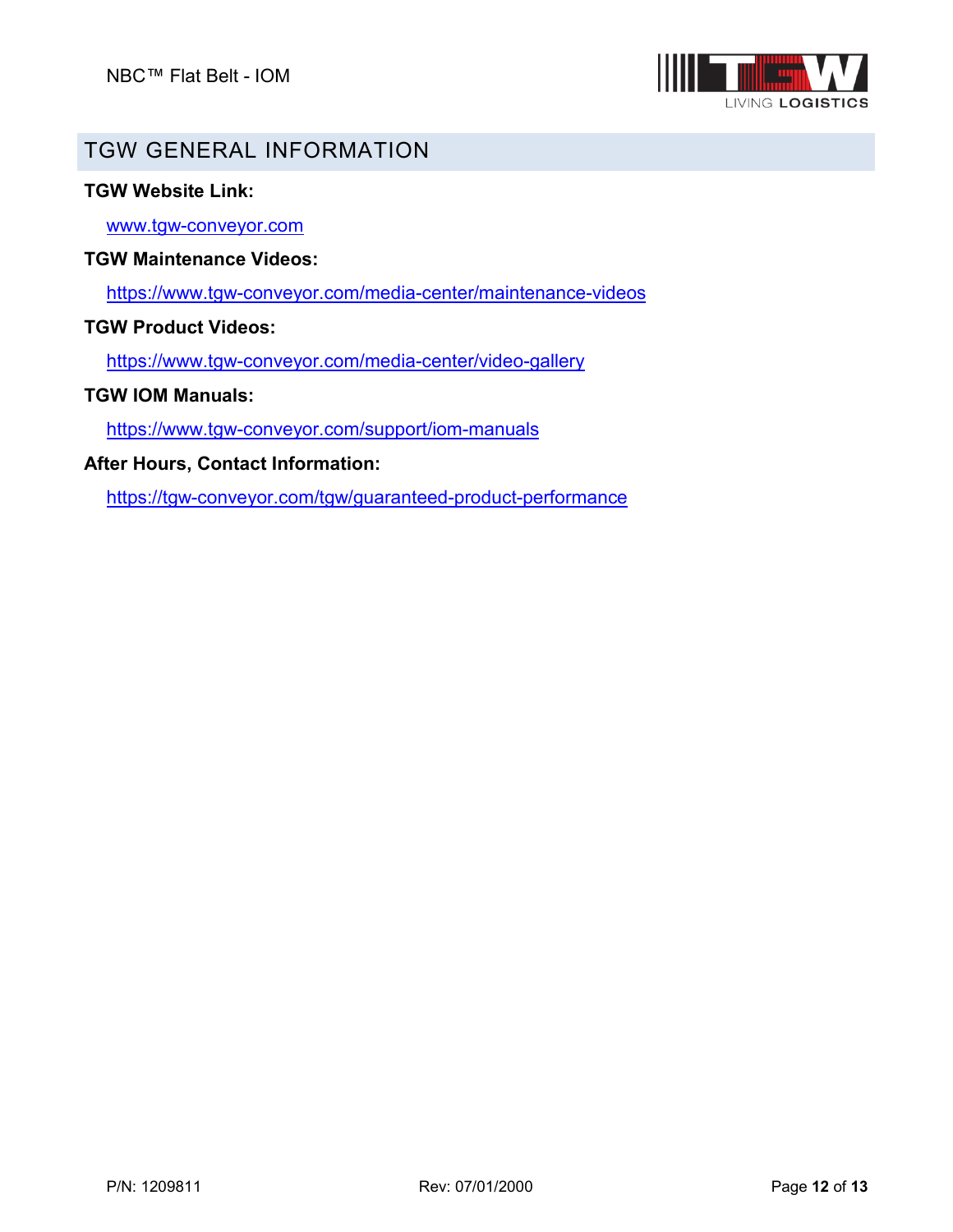## TGW GENERAL INFORMATION

**TGW Website Link:**

www.tgw-conveyor.com

**TGW Maintenance Videos:**

https://www.tgw-conveyor.com/media-center/maintenance-videos

**TGW Product Videos:**

https://www.tgw-conveyor.com/media-center/video-gallery

**TGW IOM Manuals:**

https://www.tgw-conveyor.com/support/iom-manuals

**After Hours, Contact Information:**

https://tgw-conveyor.com/tgw/guaranteed-product-performance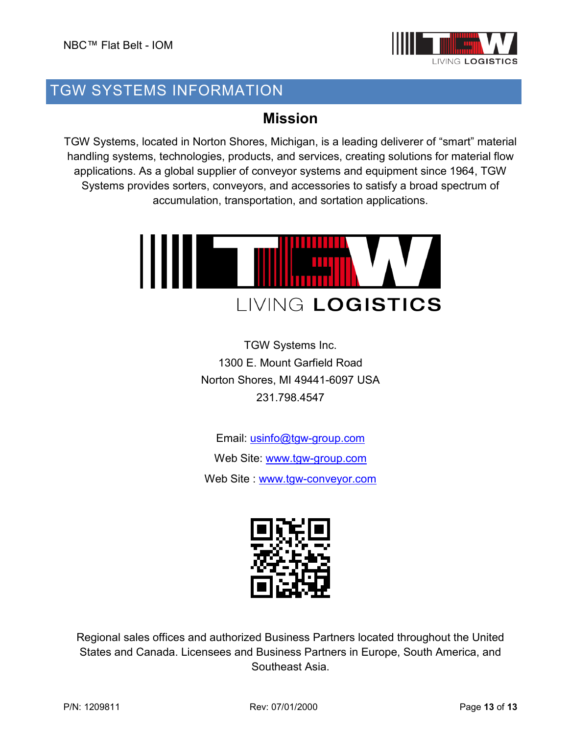# TGW SYSTEMS INFORMATION

## Mission

TGW Systems, located in Norton Shores, Michigan, is a leading deliverer of "smart" material handling systems, technologies, products, and services, creating solutions for material flow applications. As a global supplier of conveyor systems and equipment since 1964, TGW Systems provides sorters, conveyors, and accessories to satisfy a broad spectrum of accumulation, transportation, and sortation applications.

LIVING LOGISTICS

TGW Systems Inc.
1300 E. Mount Garfield Road
Norton Shores, MI 49441-6097 USA
231.798.4547

Email: usinfo@tgw-group.com

Web Site: www.tgw-group.com

Web Site : www.tgw-conveyor.com

Regional sales offices and authorized Business Partners located throughout the United States and Canada. Licensees and Business Partners in Europe, South America, and Southeast Asia.

P/N: 1209811 Rev: 07/01/2000